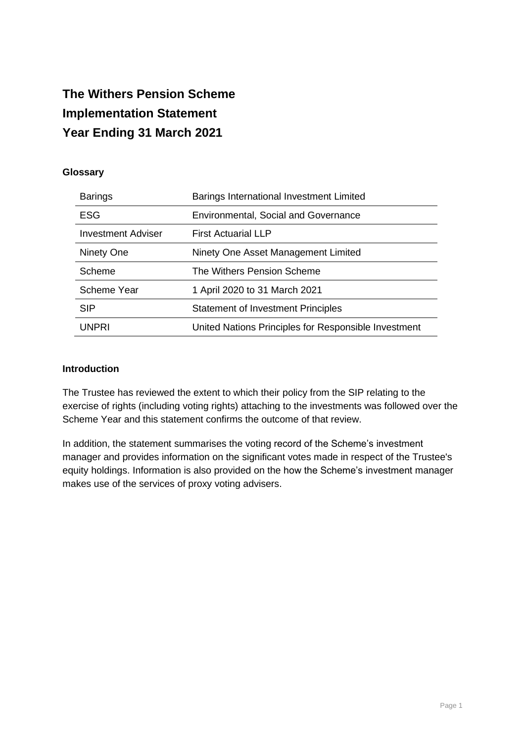# The Withers Pension Scheme
# Implementation Statement
# Year Ending 31 March 2021

**Glossary**

| | |
|---|---|
| Barings | Barings International Investment Limited |
| ESG | Environmental, Social and Governance |
| Investment Adviser | First Actuarial LLP |
| Ninety One | Ninety One Asset Management Limited |
| Scheme | The Withers Pension Scheme |
| Scheme Year | 1 April 2020 to 31 March 2021 |
| SIP | Statement of Investment Principles |
| UNPRI | United Nations Principles for Responsible Investment |

**Introduction**

The Trustee has reviewed the extent to which their policy from the SIP relating to the exercise of rights (including voting rights) attaching to the investments was followed over the Scheme Year and this statement confirms the outcome of that review.

In addition, the statement summarises the voting record of the Scheme's investment manager and provides information on the significant votes made in respect of the Trustee's equity holdings. Information is also provided on the how the Scheme's investment manager makes use of the services of proxy voting advisers.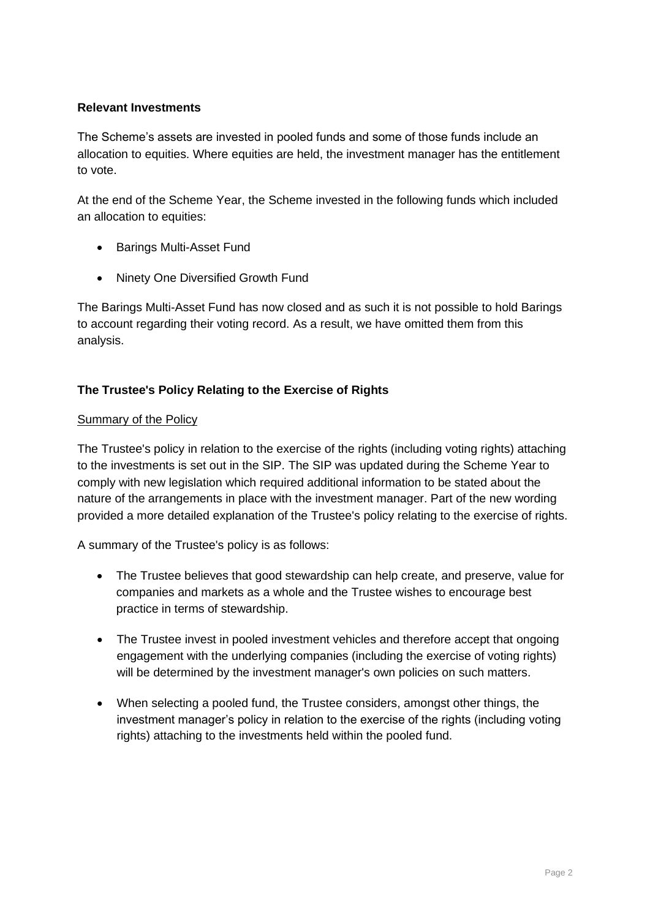**Relevant Investments**

The Scheme's assets are invested in pooled funds and some of those funds include an allocation to equities. Where equities are held, the investment manager has the entitlement to vote.

At the end of the Scheme Year, the Scheme invested in the following funds which included an allocation to equities:

- Barings Multi-Asset Fund
- Ninety One Diversified Growth Fund

The Barings Multi-Asset Fund has now closed and as such it is not possible to hold Barings to account regarding their voting record. As a result, we have omitted them from this analysis.

**The Trustee's Policy Relating to the Exercise of Rights**

Summary of the Policy

The Trustee's policy in relation to the exercise of the rights (including voting rights) attaching to the investments is set out in the SIP. The SIP was updated during the Scheme Year to comply with new legislation which required additional information to be stated about the nature of the arrangements in place with the investment manager. Part of the new wording provided a more detailed explanation of the Trustee's policy relating to the exercise of rights.

A summary of the Trustee's policy is as follows:

- The Trustee believes that good stewardship can help create, and preserve, value for companies and markets as a whole and the Trustee wishes to encourage best practice in terms of stewardship.
- The Trustee invest in pooled investment vehicles and therefore accept that ongoing engagement with the underlying companies (including the exercise of voting rights) will be determined by the investment manager's own policies on such matters.
- When selecting a pooled fund, the Trustee considers, amongst other things, the investment manager's policy in relation to the exercise of the rights (including voting rights) attaching to the investments held within the pooled fund.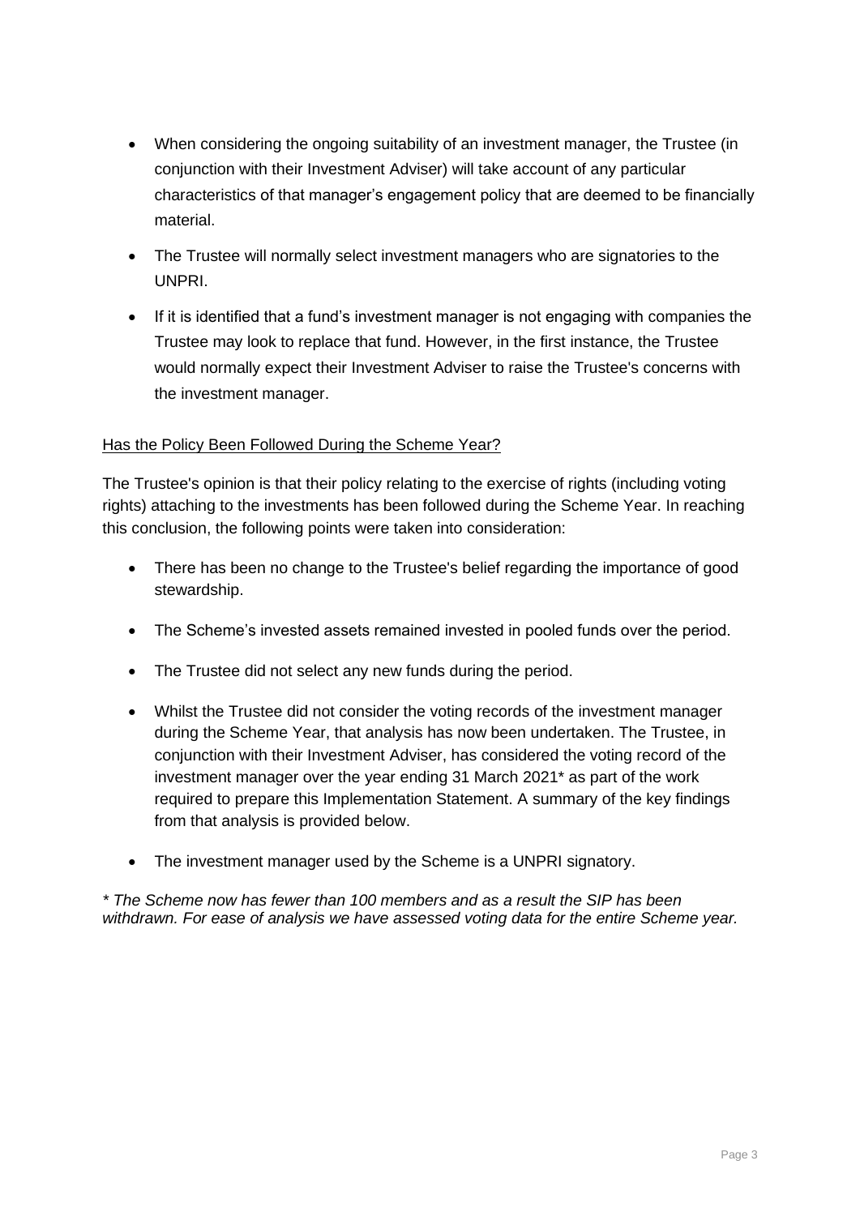- When considering the ongoing suitability of an investment manager, the Trustee (in conjunction with their Investment Adviser) will take account of any particular characteristics of that manager's engagement policy that are deemed to be financially material.
- The Trustee will normally select investment managers who are signatories to the UNPRI.
- If it is identified that a fund's investment manager is not engaging with companies the Trustee may look to replace that fund. However, in the first instance, the Trustee would normally expect their Investment Adviser to raise the Trustee's concerns with the investment manager.

## Has the Policy Been Followed During the Scheme Year?

The Trustee's opinion is that their policy relating to the exercise of rights (including voting rights) attaching to the investments has been followed during the Scheme Year. In reaching this conclusion, the following points were taken into consideration:

- There has been no change to the Trustee's belief regarding the importance of good stewardship.
- The Scheme's invested assets remained invested in pooled funds over the period.
- The Trustee did not select any new funds during the period.
- Whilst the Trustee did not consider the voting records of the investment manager during the Scheme Year, that analysis has now been undertaken. The Trustee, in conjunction with their Investment Adviser, has considered the voting record of the investment manager over the year ending 31 March 2021* as part of the work required to prepare this Implementation Statement. A summary of the key findings from that analysis is provided below.
- The investment manager used by the Scheme is a UNPRI signatory.

*\* The Scheme now has fewer than 100 members and as a result the SIP has been withdrawn. For ease of analysis we have assessed voting data for the entire Scheme year.*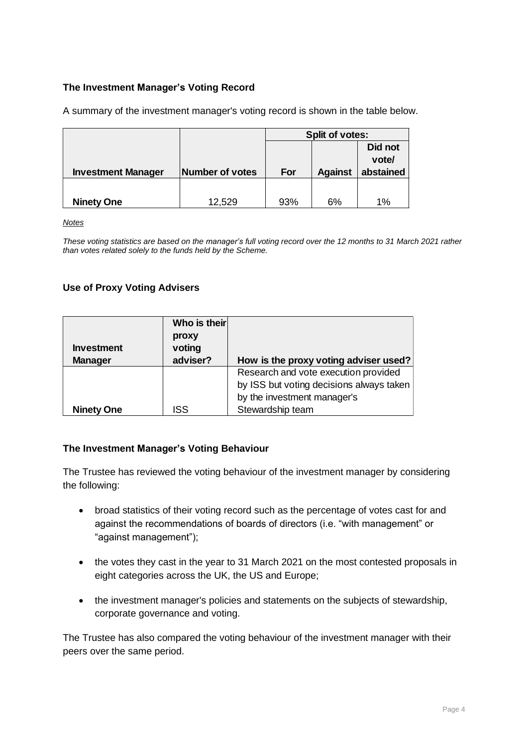**The Investment Manager's Voting Record**

A summary of the investment manager's voting record is shown in the table below.

| | | Split of votes: | | |
|---|---|---|---|---|
| **Investment Manager** | **Number of votes** | **For** | **Against** | **Did not vote/ abstained** |
| **Ninety One** | 12,529 | 93% | 6% | 1% |

*Notes*

*These voting statistics are based on the manager's full voting record over the 12 months to 31 March 2021 rather than votes related solely to the funds held by the Scheme.*

**Use of Proxy Voting Advisers**

| Investment Manager | Who is their proxy voting adviser? | How is the proxy voting adviser used? |
|---|---|---|
| **Ninety One** | ISS | Research and vote execution provided by ISS but voting decisions always taken by the investment manager's Stewardship team |

**The Investment Manager's Voting Behaviour**

The Trustee has reviewed the voting behaviour of the investment manager by considering the following:

- broad statistics of their voting record such as the percentage of votes cast for and against the recommendations of boards of directors (i.e. "with management" or "against management");
- the votes they cast in the year to 31 March 2021 on the most contested proposals in eight categories across the UK, the US and Europe;
- the investment manager's policies and statements on the subjects of stewardship, corporate governance and voting.

The Trustee has also compared the voting behaviour of the investment manager with their peers over the same period.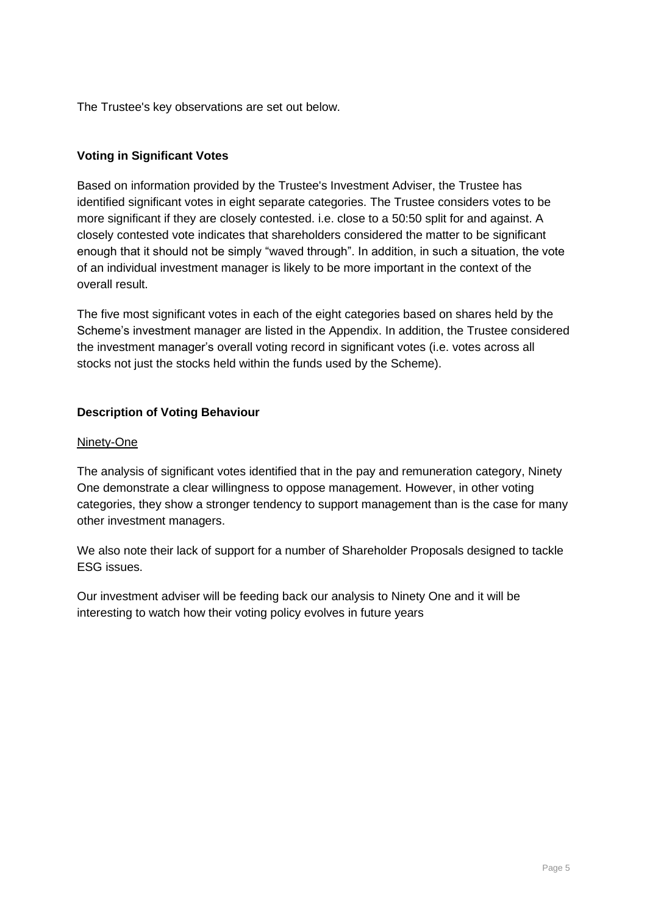The Trustee's key observations are set out below.

**Voting in Significant Votes**

Based on information provided by the Trustee's Investment Adviser, the Trustee has identified significant votes in eight separate categories. The Trustee considers votes to be more significant if they are closely contested. i.e. close to a 50:50 split for and against. A closely contested vote indicates that shareholders considered the matter to be significant enough that it should not be simply "waved through". In addition, in such a situation, the vote of an individual investment manager is likely to be more important in the context of the overall result.

The five most significant votes in each of the eight categories based on shares held by the Scheme's investment manager are listed in the Appendix. In addition, the Trustee considered the investment manager's overall voting record in significant votes (i.e. votes across all stocks not just the stocks held within the funds used by the Scheme).

**Description of Voting Behaviour**

<u>Ninety-One</u>

The analysis of significant votes identified that in the pay and remuneration category, Ninety One demonstrate a clear willingness to oppose management. However, in other voting categories, they show a stronger tendency to support management than is the case for many other investment managers.

We also note their lack of support for a number of Shareholder Proposals designed to tackle ESG issues.

Our investment adviser will be feeding back our analysis to Ninety One and it will be interesting to watch how their voting policy evolves in future years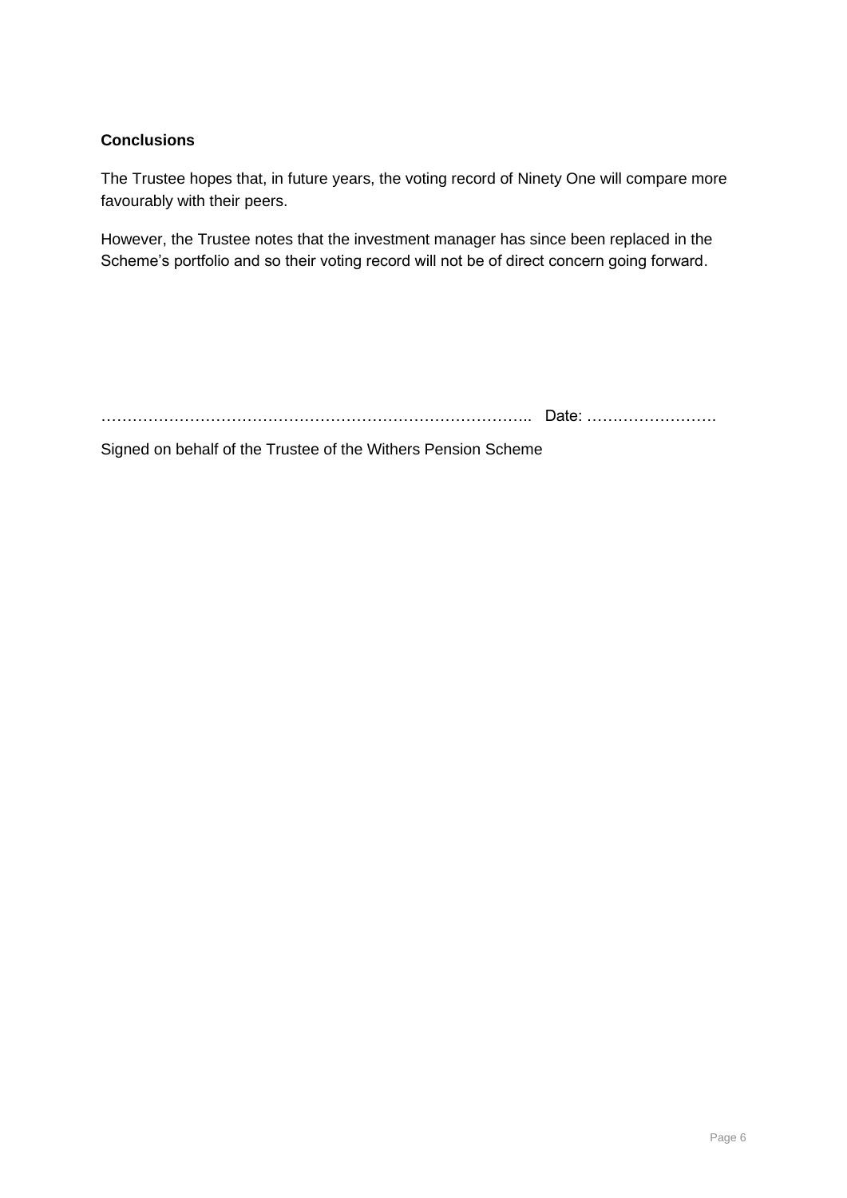**Conclusions**

The Trustee hopes that, in future years, the voting record of Ninety One will compare more favourably with their peers.

However, the Trustee notes that the investment manager has since been replaced in the Scheme's portfolio and so their voting record will not be of direct concern going forward.

……………………………………………………………………….. Date: …………………….

Signed on behalf of the Trustee of the Withers Pension Scheme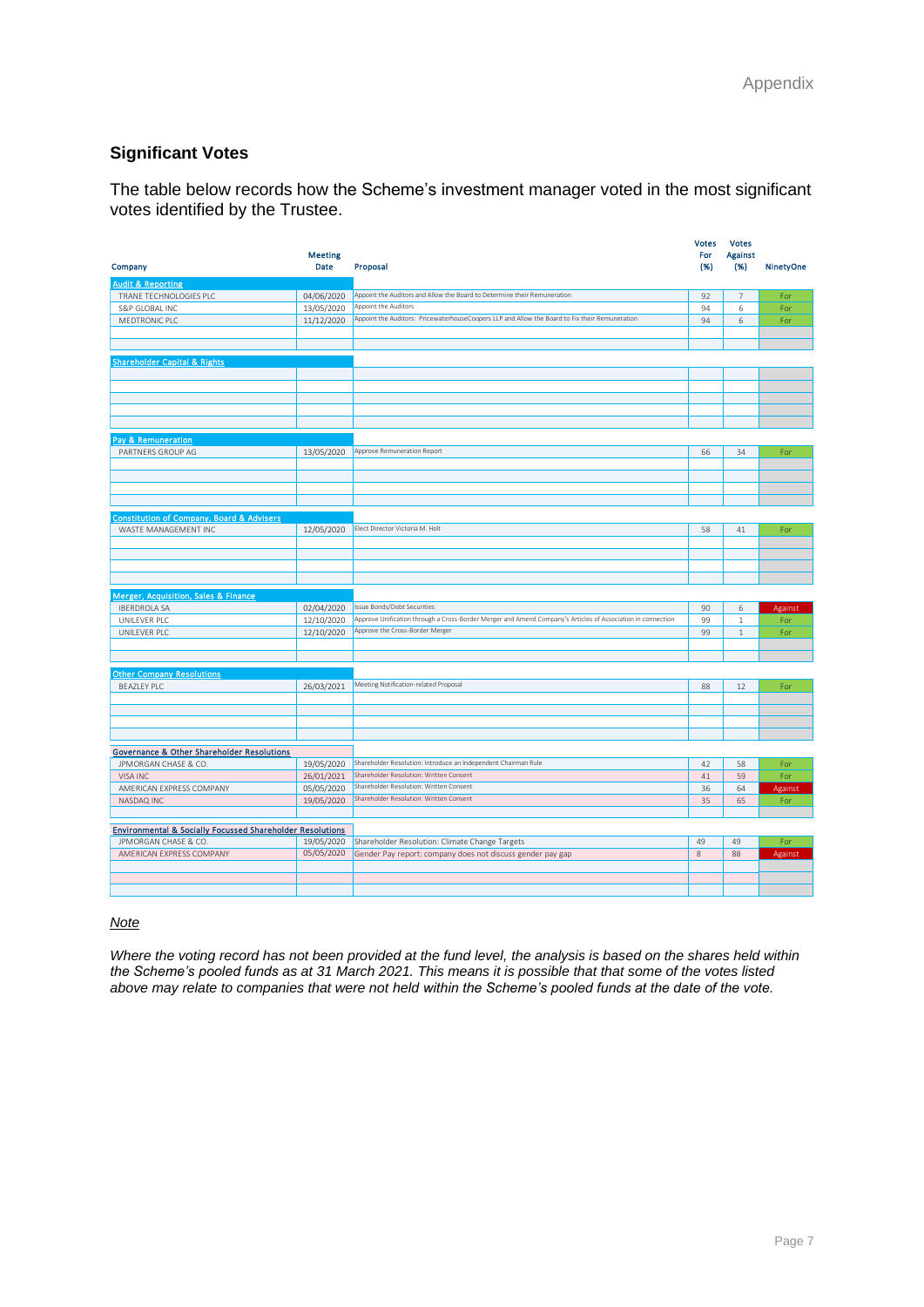## Significant Votes

The table below records how the Scheme's investment manager voted in the most significant votes identified by the Trustee.

| Company | Meeting Date | Proposal | Votes For (%) | Votes Against (%) | NinetyOne |
|---|---|---|---|---|---|
| **Audit & Reporting** | | | | | |
| TRANE TECHNOLOGIES PLC | 04/06/2020 | Appoint the Auditors and Allow the Board to Determine their Remuneration | 92 | 7 | For |
| S&P GLOBAL INC | 13/05/2020 | Appoint the Auditors | 94 | 6 | For |
| MEDTRONIC PLC | 11/12/2020 | Appoint the Auditors: PricewaterhouseCoopers LLP and Allow the Board to Fix their Remuneration | 94 | 6 | For |
| **Shareholder Capital & Rights** | | | | | |
| **Pay & Remuneration** | | | | | |
| PARTNERS GROUP AG | 13/05/2020 | Approve Remuneration Report | 66 | 34 | For |
| **Constitution of Company, Board & Advisers** | | | | | |
| WASTE MANAGEMENT INC | 12/05/2020 | Elect Director Victoria M. Holt | 58 | 41 | For |
| **Merger, Acquisition, Sales & Finance** | | | | | |
| IBERDROLA SA | 02/04/2020 | Issue Bonds/Debt Securities | 90 | 6 | Against |
| UNILEVER PLC | 12/10/2020 | Approve Unification through a Cross-Border Merger and Amend Company's Articles of Association in connection | 99 | 1 | For |
| UNILEVER PLC | 12/10/2020 | Approve the Cross-Border Merger | 99 | 1 | For |
| **Other Company Resolutions** | | | | | |
| BEAZLEY PLC | 26/03/2021 | Meeting Notification-related Proposal | 88 | 12 | For |
| **Governance & Other Shareholder Resolutions** | | | | | |
| JPMORGAN CHASE & CO. | 19/05/2020 | Shareholder Resolution: Introduce an Independent Chairman Rule | 42 | 58 | For |
| VISA INC | 26/01/2021 | Shareholder Resolution: Written Consent | 41 | 59 | For |
| AMERICAN EXPRESS COMPANY | 05/05/2020 | Shareholder Resolution: Written Consent | 36 | 64 | Against |
| NASDAQ INC | 19/05/2020 | Shareholder Resolution: Written Consent | 35 | 65 | For |
| **Environmental & Socially Focussed Shareholder Resolutions** | | | | | |
| JPMORGAN CHASE & CO. | 19/05/2020 | Shareholder Resolution: Climate Change Targets | 49 | 49 | For |
| AMERICAN EXPRESS COMPANY | 05/05/2020 | Gender Pay report: company does not discuss gender pay gap | 8 | 88 | Against |

*Note*

*Where the voting record has not been provided at the fund level, the analysis is based on the shares held within the Scheme's pooled funds as at 31 March 2021. This means it is possible that that some of the votes listed above may relate to companies that were not held within the Scheme's pooled funds at the date of the vote.*